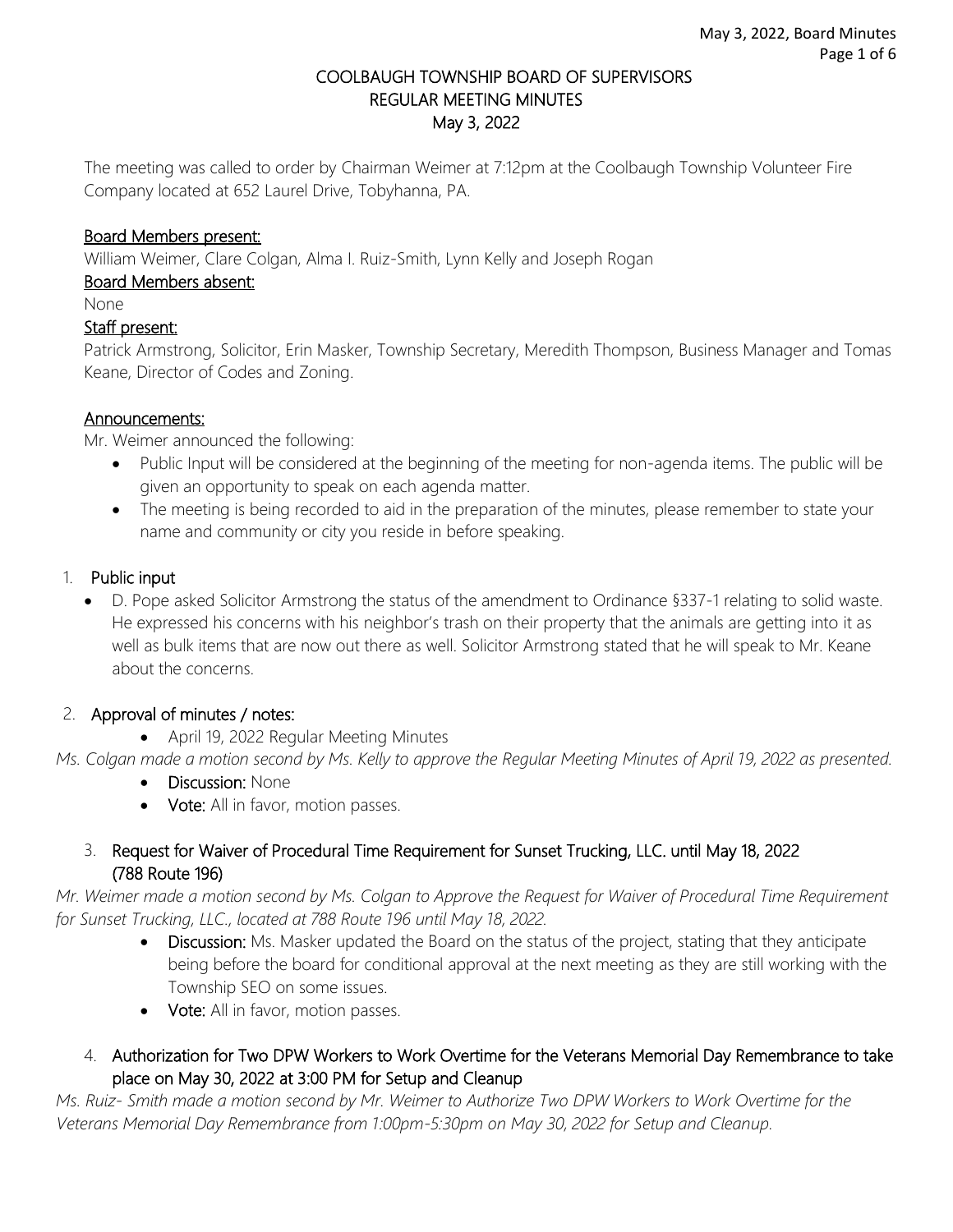# COOLBAUGH TOWNSHIP BOARD OF SUPERVISORS
## REGULAR MEETING MINUTES
## May 3, 2022

The meeting was called to order by Chairman Weimer at 7:12pm at the Coolbaugh Township Volunteer Fire Company located at 652 Laurel Drive, Tobyhanna, PA.

**Board Members present:**

William Weimer, Clare Colgan, Alma I. Ruiz-Smith, Lynn Kelly and Joseph Rogan

**Board Members absent:**

None

**Staff present:**

Patrick Armstrong, Solicitor, Erin Masker, Township Secretary, Meredith Thompson, Business Manager and Tomas Keane, Director of Codes and Zoning.

**Announcements:**

Mr. Weimer announced the following:

- Public Input will be considered at the beginning of the meeting for non-agenda items. The public will be given an opportunity to speak on each agenda matter.
- The meeting is being recorded to aid in the preparation of the minutes, please remember to state your name and community or city you reside in before speaking.

1. **Public input**
   - D. Pope asked Solicitor Armstrong the status of the amendment to Ordinance §337-1 relating to solid waste. He expressed his concerns with his neighbor's trash on their property that the animals are getting into it as well as bulk items that are now out there as well. Solicitor Armstrong stated that he will speak to Mr. Keane about the concerns.

2. **Approval of minutes / notes:**
   - April 19, 2022 Regular Meeting Minutes

*Ms. Colgan made a motion second by Ms. Kelly to approve the Regular Meeting Minutes of April 19, 2022 as presented.*

- **Discussion:** None
- **Vote:** All in favor, motion passes.

3. **Request for Waiver of Procedural Time Requirement for Sunset Trucking, LLC. until May 18, 2022 (788 Route 196)**

*Mr. Weimer made a motion second by Ms. Colgan to Approve the Request for Waiver of Procedural Time Requirement for Sunset Trucking, LLC., located at 788 Route 196 until May 18, 2022.*

- **Discussion:** Ms. Masker updated the Board on the status of the project, stating that they anticipate being before the board for conditional approval at the next meeting as they are still working with the Township SEO on some issues.
- **Vote:** All in favor, motion passes.

4. **Authorization for Two DPW Workers to Work Overtime for the Veterans Memorial Day Remembrance to take place on May 30, 2022 at 3:00 PM for Setup and Cleanup**

*Ms. Ruiz- Smith made a motion second by Mr. Weimer to Authorize Two DPW Workers to Work Overtime for the Veterans Memorial Day Remembrance from 1:00pm-5:30pm on May 30, 2022 for Setup and Cleanup.*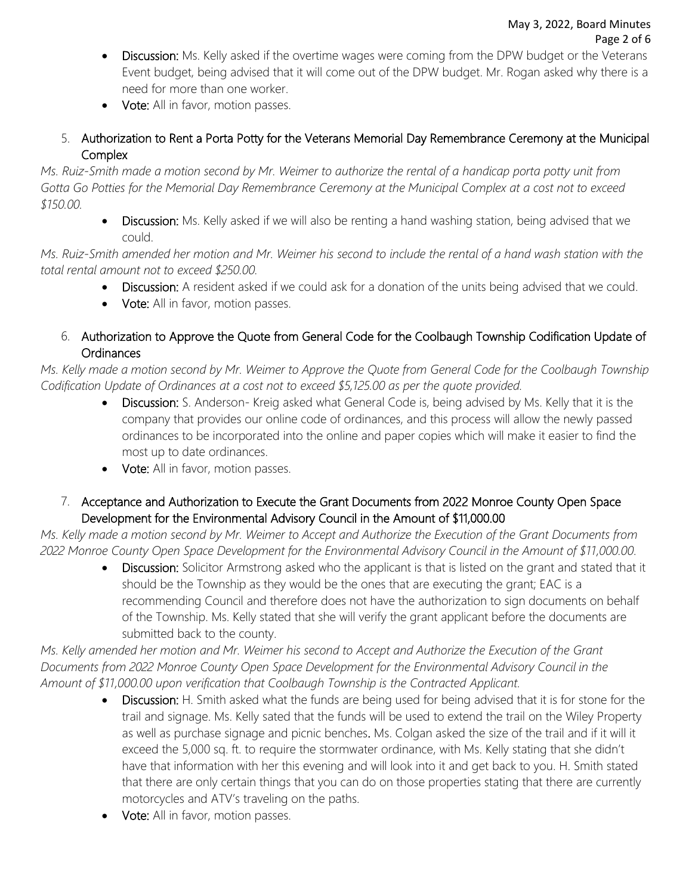- **Discussion:** Ms. Kelly asked if the overtime wages were coming from the DPW budget or the Veterans Event budget, being advised that it will come out of the DPW budget. Mr. Rogan asked why there is a need for more than one worker.
- **Vote:** All in favor, motion passes.

5. **Authorization to Rent a Porta Potty for the Veterans Memorial Day Remembrance Ceremony at the Municipal Complex**

*Ms. Ruiz-Smith made a motion second by Mr. Weimer to authorize the rental of a handicap porta potty unit from Gotta Go Potties for the Memorial Day Remembrance Ceremony at the Municipal Complex at a cost not to exceed $150.00.*

- **Discussion:** Ms. Kelly asked if we will also be renting a hand washing station, being advised that we could.

*Ms. Ruiz-Smith amended her motion and Mr. Weimer his second to include the rental of a hand wash station with the total rental amount not to exceed $250.00.*

- **Discussion:** A resident asked if we could ask for a donation of the units being advised that we could.
- **Vote:** All in favor, motion passes.

6. **Authorization to Approve the Quote from General Code for the Coolbaugh Township Codification Update of Ordinances**

*Ms. Kelly made a motion second by Mr. Weimer to Approve the Quote from General Code for the Coolbaugh Township Codification Update of Ordinances at a cost not to exceed $5,125.00 as per the quote provided.*

- **Discussion:** S. Anderson- Kreig asked what General Code is, being advised by Ms. Kelly that it is the company that provides our online code of ordinances, and this process will allow the newly passed ordinances to be incorporated into the online and paper copies which will make it easier to find the most up to date ordinances.
- **Vote:** All in favor, motion passes.

7. **Acceptance and Authorization to Execute the Grant Documents from 2022 Monroe County Open Space Development for the Environmental Advisory Council in the Amount of $11,000.00**

*Ms. Kelly made a motion second by Mr. Weimer to Accept and Authorize the Execution of the Grant Documents from 2022 Monroe County Open Space Development for the Environmental Advisory Council in the Amount of $11,000.00.*

- **Discussion:** Solicitor Armstrong asked who the applicant is that is listed on the grant and stated that it should be the Township as they would be the ones that are executing the grant; EAC is a recommending Council and therefore does not have the authorization to sign documents on behalf of the Township. Ms. Kelly stated that she will verify the grant applicant before the documents are submitted back to the county.

*Ms. Kelly amended her motion and Mr. Weimer his second to Accept and Authorize the Execution of the Grant Documents from 2022 Monroe County Open Space Development for the Environmental Advisory Council in the Amount of $11,000.00 upon verification that Coolbaugh Township is the Contracted Applicant.*

- **Discussion:** H. Smith asked what the funds are being used for being advised that it is for stone for the trail and signage. Ms. Kelly sated that the funds will be used to extend the trail on the Wiley Property as well as purchase signage and picnic benches. Ms. Colgan asked the size of the trail and if it will it exceed the 5,000 sq. ft. to require the stormwater ordinance, with Ms. Kelly stating that she didn't have that information with her this evening and will look into it and get back to you. H. Smith stated that there are only certain things that you can do on those properties stating that there are currently motorcycles and ATV's traveling on the paths.
- **Vote:** All in favor, motion passes.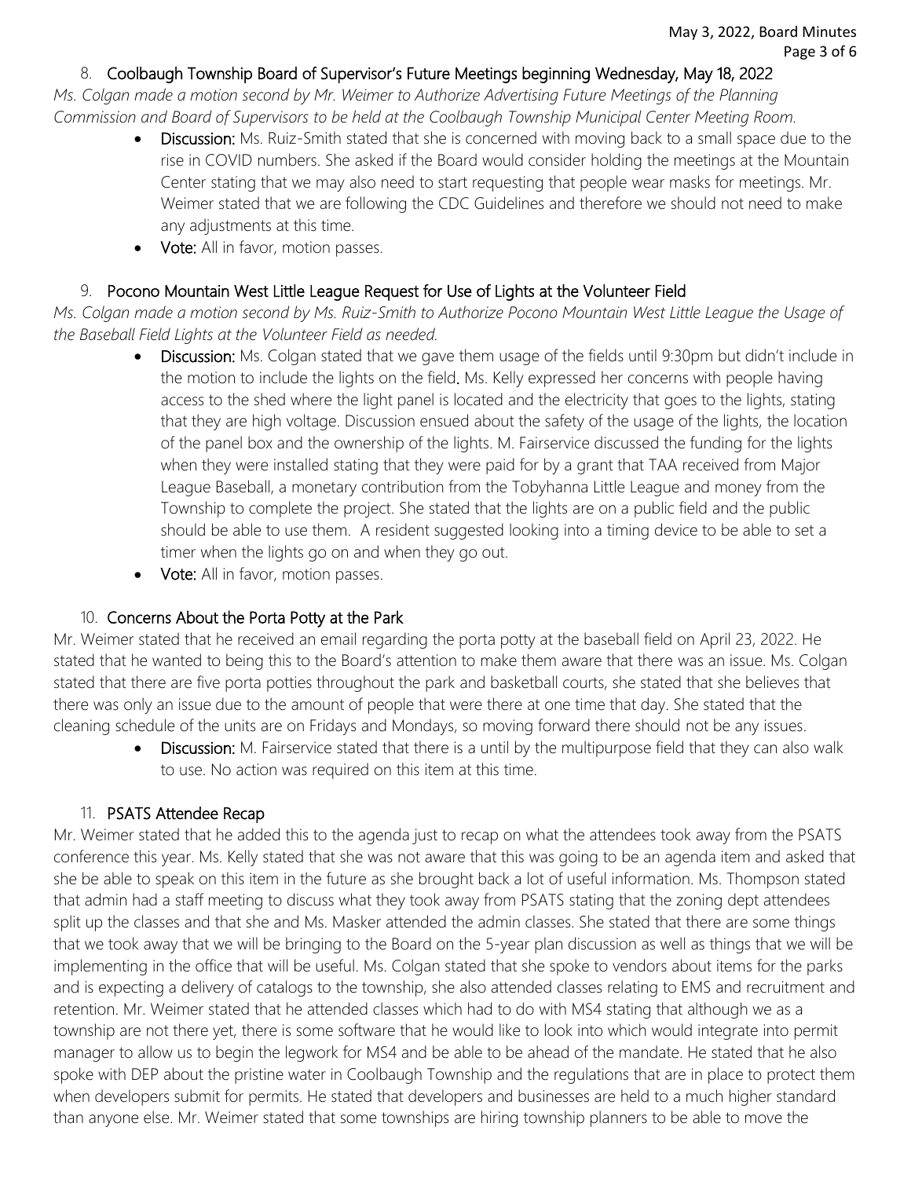8. **Coolbaugh Township Board of Supervisor's Future Meetings beginning Wednesday, May 18, 2022**

*Ms. Colgan made a motion second by Mr. Weimer to Authorize Advertising Future Meetings of the Planning Commission and Board of Supervisors to be held at the Coolbaugh Township Municipal Center Meeting Room.*

- **Discussion:** Ms. Ruiz-Smith stated that she is concerned with moving back to a small space due to the rise in COVID numbers. She asked if the Board would consider holding the meetings at the Mountain Center stating that we may also need to start requesting that people wear masks for meetings. Mr. Weimer stated that we are following the CDC Guidelines and therefore we should not need to make any adjustments at this time.
- **Vote:** All in favor, motion passes.

9. **Pocono Mountain West Little League Request for Use of Lights at the Volunteer Field**

*Ms. Colgan made a motion second by Ms. Ruiz-Smith to Authorize Pocono Mountain West Little League the Usage of the Baseball Field Lights at the Volunteer Field as needed.*

- **Discussion:** Ms. Colgan stated that we gave them usage of the fields until 9:30pm but didn't include in the motion to include the lights on the field. Ms. Kelly expressed her concerns with people having access to the shed where the light panel is located and the electricity that goes to the lights, stating that they are high voltage. Discussion ensued about the safety of the usage of the lights, the location of the panel box and the ownership of the lights. M. Fairservice discussed the funding for the lights when they were installed stating that they were paid for by a grant that TAA received from Major League Baseball, a monetary contribution from the Tobyhanna Little League and money from the Township to complete the project. She stated that the lights are on a public field and the public should be able to use them. A resident suggested looking into a timing device to be able to set a timer when the lights go on and when they go out.
- **Vote:** All in favor, motion passes.

10. **Concerns About the Porta Potty at the Park**

Mr. Weimer stated that he received an email regarding the porta potty at the baseball field on April 23, 2022. He stated that he wanted to being this to the Board's attention to make them aware that there was an issue. Ms. Colgan stated that there are five porta potties throughout the park and basketball courts, she stated that she believes that there was only an issue due to the amount of people that were there at one time that day. She stated that the cleaning schedule of the units are on Fridays and Mondays, so moving forward there should not be any issues.

- **Discussion:** M. Fairservice stated that there is a until by the multipurpose field that they can also walk to use. No action was required on this item at this time.

11. **PSATS Attendee Recap**

Mr. Weimer stated that he added this to the agenda just to recap on what the attendees took away from the PSATS conference this year. Ms. Kelly stated that she was not aware that this was going to be an agenda item and asked that she be able to speak on this item in the future as she brought back a lot of useful information. Ms. Thompson stated that admin had a staff meeting to discuss what they took away from PSATS stating that the zoning dept attendees split up the classes and that she and Ms. Masker attended the admin classes. She stated that there are some things that we took away that we will be bringing to the Board on the 5-year plan discussion as well as things that we will be implementing in the office that will be useful. Ms. Colgan stated that she spoke to vendors about items for the parks and is expecting a delivery of catalogs to the township, she also attended classes relating to EMS and recruitment and retention. Mr. Weimer stated that he attended classes which had to do with MS4 stating that although we as a township are not there yet, there is some software that he would like to look into which would integrate into permit manager to allow us to begin the legwork for MS4 and be able to be ahead of the mandate. He stated that he also spoke with DEP about the pristine water in Coolbaugh Township and the regulations that are in place to protect them when developers submit for permits. He stated that developers and businesses are held to a much higher standard than anyone else. Mr. Weimer stated that some townships are hiring township planners to be able to move the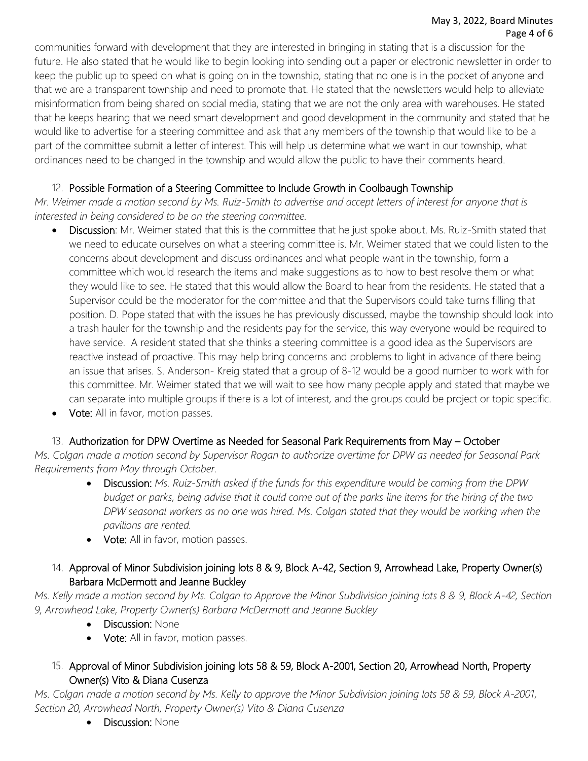communities forward with development that they are interested in bringing in stating that is a discussion for the future. He also stated that he would like to begin looking into sending out a paper or electronic newsletter in order to keep the public up to speed on what is going on in the township, stating that no one is in the pocket of anyone and that we are a transparent township and need to promote that. He stated that the newsletters would help to alleviate misinformation from being shared on social media, stating that we are not the only area with warehouses. He stated that he keeps hearing that we need smart development and good development in the community and stated that he would like to advertise for a steering committee and ask that any members of the township that would like to be a part of the committee submit a letter of interest. This will help us determine what we want in our township, what ordinances need to be changed in the township and would allow the public to have their comments heard.

12. **Possible Formation of a Steering Committee to Include Growth in Coolbaugh Township**

*Mr. Weimer made a motion second by Ms. Ruiz-Smith to advertise and accept letters of interest for anyone that is interested in being considered to be on the steering committee.*

- **Discussion**: Mr. Weimer stated that this is the committee that he just spoke about. Ms. Ruiz-Smith stated that we need to educate ourselves on what a steering committee is. Mr. Weimer stated that we could listen to the concerns about development and discuss ordinances and what people want in the township, form a committee which would research the items and make suggestions as to how to best resolve them or what they would like to see. He stated that this would allow the Board to hear from the residents. He stated that a Supervisor could be the moderator for the committee and that the Supervisors could take turns filling that position. D. Pope stated that with the issues he has previously discussed, maybe the township should look into a trash hauler for the township and the residents pay for the service, this way everyone would be required to have service. A resident stated that she thinks a steering committee is a good idea as the Supervisors are reactive instead of proactive. This may help bring concerns and problems to light in advance of there being an issue that arises. S. Anderson- Kreig stated that a group of 8-12 would be a good number to work with for this committee. Mr. Weimer stated that we will wait to see how many people apply and stated that maybe we can separate into multiple groups if there is a lot of interest, and the groups could be project or topic specific.
- **Vote:** All in favor, motion passes.

13. **Authorization for DPW Overtime as Needed for Seasonal Park Requirements from May – October**

*Ms. Colgan made a motion second by Supervisor Rogan to authorize overtime for DPW as needed for Seasonal Park Requirements from May through October.*

- **Discussion:** *Ms. Ruiz-Smith asked if the funds for this expenditure would be coming from the DPW budget or parks, being advise that it could come out of the parks line items for the hiring of the two DPW seasonal workers as no one was hired. Ms. Colgan stated that they would be working when the pavilions are rented.*
- **Vote:** All in favor, motion passes.

14. **Approval of Minor Subdivision joining lots 8 & 9, Block A-42, Section 9, Arrowhead Lake, Property Owner(s) Barbara McDermott and Jeanne Buckley**

*Ms. Kelly made a motion second by Ms. Colgan to Approve the Minor Subdivision joining lots 8 & 9, Block A-42, Section 9, Arrowhead Lake, Property Owner(s) Barbara McDermott and Jeanne Buckley*

- **Discussion:** None
- **Vote:** All in favor, motion passes.

15. **Approval of Minor Subdivision joining lots 58 & 59, Block A-2001, Section 20, Arrowhead North, Property Owner(s) Vito & Diana Cusenza**

*Ms. Colgan made a motion second by Ms. Kelly to approve the Minor Subdivision joining lots 58 & 59, Block A-2001, Section 20, Arrowhead North, Property Owner(s) Vito & Diana Cusenza*

- **Discussion:** None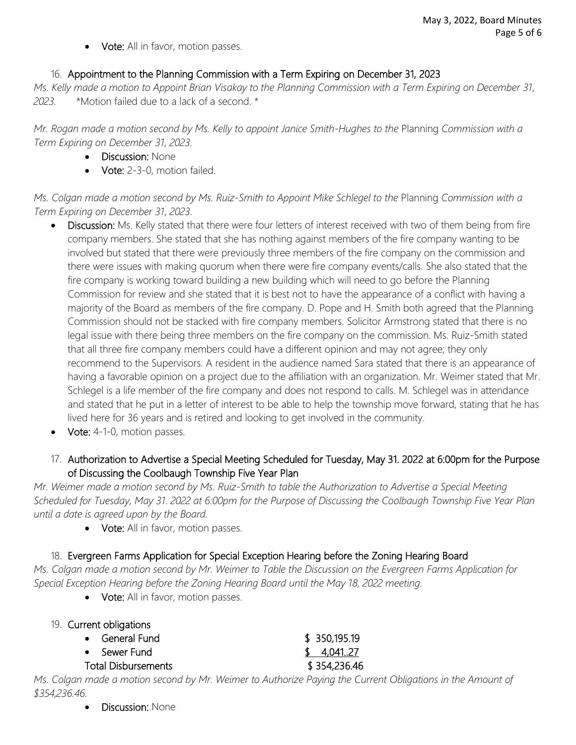- **Vote:** All in favor, motion passes.

16. **Appointment to the Planning Commission with a Term Expiring on December 31, 2023**

*Ms. Kelly made a motion to Appoint Brian Visakay to the Planning Commission with a Term Expiring on December 31, 2023.* *Motion failed due to a lack of a second. *

*Mr. Rogan made a motion second by Ms. Kelly to appoint Janice Smith-Hughes to the Planning Commission with a Term Expiring on December 31, 2023.*

- **Discussion:** None
- **Vote:** 2-3-0, motion failed.

*Ms. Colgan made a motion second by Ms. Ruiz-Smith to Appoint Mike Schlegel to the Planning Commission with a Term Expiring on December 31, 2023.*

- **Discussion:** Ms. Kelly stated that there were four letters of interest received with two of them being from fire company members. She stated that she has nothing against members of the fire company wanting to be involved but stated that there were previously three members of the fire company on the commission and there were issues with making quorum when there were fire company events/calls. She also stated that the fire company is working toward building a new building which will need to go before the Planning Commission for review and she stated that it is best not to have the appearance of a conflict with having a majority of the Board as members of the fire company. D. Pope and H. Smith both agreed that the Planning Commission should not be stacked with fire company members. Solicitor Armstrong stated that there is no legal issue with there being three members on the fire company on the commission. Ms. Ruiz-Smith stated that all three fire company members could have a different opinion and may not agree; they only recommend to the Supervisors. A resident in the audience named Sara stated that there is an appearance of having a favorable opinion on a project due to the affiliation with an organization. Mr. Weimer stated that Mr. Schlegel is a life member of the fire company and does not respond to calls. M. Schlegel was in attendance and stated that he put in a letter of interest to be able to help the township move forward, stating that he has lived here for 36 years and is retired and looking to get involved in the community.
- **Vote:** 4-1-0, motion passes.

17. **Authorization to Advertise a Special Meeting Scheduled for Tuesday, May 31. 2022 at 6:00pm for the Purpose of Discussing the Coolbaugh Township Five Year Plan**

*Mr. Weimer made a motion second by Ms. Ruiz-Smith to table the Authorization to Advertise a Special Meeting Scheduled for Tuesday, May 31. 2022 at 6:00pm for the Purpose of Discussing the Coolbaugh Township Five Year Plan until a date is agreed upon by the Board.*

- **Vote:** All in favor, motion passes.

18. **Evergreen Farms Application for Special Exception Hearing before the Zoning Hearing Board**

*Ms. Colgan made a motion second by Mr. Weimer to Table the Discussion on the Evergreen Farms Application for Special Exception Hearing before the Zoning Hearing Board until the May 18, 2022 meeting.*

- **Vote:** All in favor, motion passes.

19. **Current obligations**

| | |
|---|---|
| • General Fund | $ 350,195.19 |
| • Sewer Fund | $ 4,041..27 |
| Total Disbursements | $ 354,236.46 |

*Ms. Colgan made a motion second by Mr. Weimer to Authorize Paying the Current Obligations in the Amount of $354,236.46.*

- **Discussion:** None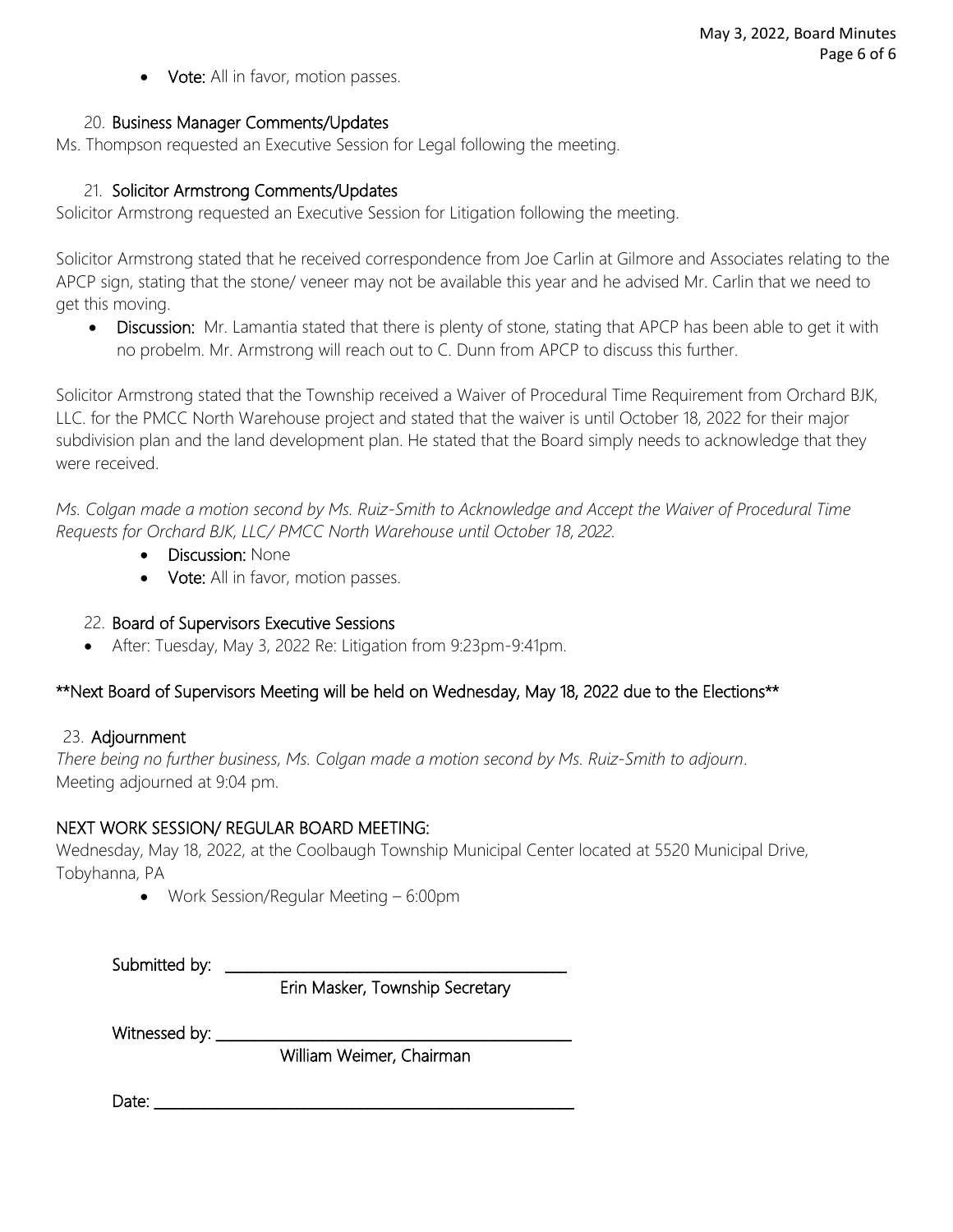- **Vote:** All in favor, motion passes.

20. **Business Manager Comments/Updates**

Ms. Thompson requested an Executive Session for Legal following the meeting.

21. **Solicitor Armstrong Comments/Updates**

Solicitor Armstrong requested an Executive Session for Litigation following the meeting.

Solicitor Armstrong stated that he received correspondence from Joe Carlin at Gilmore and Associates relating to the APCP sign, stating that the stone/ veneer may not be available this year and he advised Mr. Carlin that we need to get this moving.

- **Discussion:** Mr. Lamantia stated that there is plenty of stone, stating that APCP has been able to get it with no probelm. Mr. Armstrong will reach out to C. Dunn from APCP to discuss this further.

Solicitor Armstrong stated that the Township received a Waiver of Procedural Time Requirement from Orchard BJK, LLC. for the PMCC North Warehouse project and stated that the waiver is until October 18, 2022 for their major subdivision plan and the land development plan. He stated that the Board simply needs to acknowledge that they were received.

*Ms. Colgan made a motion second by Ms. Ruiz-Smith to Acknowledge and Accept the Waiver of Procedural Time Requests for Orchard BJK, LLC/ PMCC North Warehouse until October 18, 2022.*

- **Discussion:** None
- **Vote:** All in favor, motion passes.

22. **Board of Supervisors Executive Sessions**

- After: Tuesday, May 3, 2022 Re: Litigation from 9:23pm-9:41pm.

**\*\*Next Board of Supervisors Meeting will be held on Wednesday, May 18, 2022 due to the Elections\*\***

23. **Adjournment**

*There being no further business, Ms. Colgan made a motion second by Ms. Ruiz-Smith to adjourn.*
Meeting adjourned at 9:04 pm.

**NEXT WORK SESSION/ REGULAR BOARD MEETING:**

Wednesday, May 18, 2022, at the Coolbaugh Township Municipal Center located at 5520 Municipal Drive, Tobyhanna, PA

- Work Session/Regular Meeting – 6:00pm

Submitted by: \_\_\_\_\_\_\_\_\_\_\_\_\_\_\_\_\_\_\_\_\_\_\_\_\_\_\_\_\_\_\_\_\_\_\_\_
Erin Masker, Township Secretary

Witnessed by: \_\_\_\_\_\_\_\_\_\_\_\_\_\_\_\_\_\_\_\_\_\_\_\_\_\_\_\_\_\_\_\_\_\_\_\_
William Weimer, Chairman

Date: \_\_\_\_\_\_\_\_\_\_\_\_\_\_\_\_\_\_\_\_\_\_\_\_\_\_\_\_\_\_\_\_\_\_\_\_\_\_\_\_\_\_\_\_